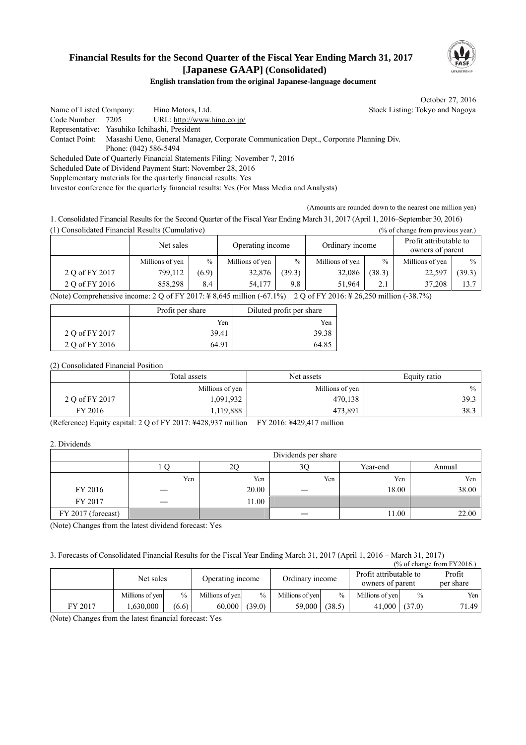# Financial Results for the Second Quarter of the Fiscal Year Ending March 31, 2017 [Japanese GAAP] (Consolidated)

**English translation from the original Japanese-language document**

October 27, 2016

Name of Listed Company: Hino Motors, Ltd. Stock Listing: Tokyo and Nagoya

Code Number: 7205 URL: http://www.hino.co.jp/

Representative: Yasuhiko Ichihashi, President

Contact Point: Masashi Ueno, General Manager, Corporate Communication Dept., Corporate Planning Div.

Phone: (042) 586-5494

Scheduled Date of Quarterly Financial Statements Filing: November 7, 2016

Scheduled Date of Dividend Payment Start: November 28, 2016

Supplementary materials for the quarterly financial results: Yes

Investor conference for the quarterly financial results: Yes (For Mass Media and Analysts)

(Amounts are rounded down to the nearest one million yen)

1. Consolidated Financial Results for the Second Quarter of the Fiscal Year Ending March 31, 2017 (April 1, 2016–September 30, 2016)

(1) Consolidated Financial Results (Cumulative) (% of change from previous year.)

| | Net sales | | Operating income | | Ordinary income | | Profit attributable to owners of parent | |
|---|---|---|---|---|---|---|---|---|
| | Millions of yen | % | Millions of yen | % | Millions of yen | % | Millions of yen | % |
| 2 Q of FY 2017 | 799,112 | (6.9) | 32,876 | (39.3) | 32,086 | (38.3) | 22,597 | (39.3) |
| 2 Q of FY 2016 | 858,298 | 8.4 | 54,177 | 9.8 | 51,964 | 2.1 | 37,208 | 13.7 |

(Note) Comprehensive income: 2 Q of FY 2017: ¥ 8,645 million (-67.1%) 2 Q of FY 2016: ¥ 26,250 million (-38.7%)

| | Profit per share | Diluted profit per share |
|---|---|---|
| | Yen | Yen |
| 2 Q of FY 2017 | 39.41 | 39.38 |
| 2 Q of FY 2016 | 64.91 | 64.85 |

(2) Consolidated Financial Position

| | Total assets | Net assets | Equity ratio |
|---|---|---|---|
| | Millions of yen | Millions of yen | % |
| 2 Q of FY 2017 | 1,091,932 | 470,138 | 39.3 |
| FY 2016 | 1,119,888 | 473,891 | 38.3 |

(Reference) Equity capital: 2 Q of FY 2017: ¥428,937 million FY 2016: ¥429,417 million

2. Dividends

| | Dividends per share | | | | |
|---|---|---|---|---|---|
| | 1 Q | 2Q | 3Q | Year-end | Annual |
| | Yen | Yen | Yen | Yen | Yen |
| FY 2016 | ― | 20.00 | ― | 18.00 | 38.00 |
| FY 2017 | ― | 11.00 | | | |
| FY 2017 (forecast) | | | ― | 11.00 | 22.00 |

(Note) Changes from the latest dividend forecast: Yes

3. Forecasts of Consolidated Financial Results for the Fiscal Year Ending March 31, 2017 (April 1, 2016 – March 31, 2017)

(% of change from FY2016.)

| | Net sales | | Operating income | | Ordinary income | | Profit attributable to owners of parent | | Profit per share |
|---|---|---|---|---|---|---|---|---|---|
| | Millions of yen | % | Millions of yen | % | Millions of yen | % | Millions of yen | % | Yen |
| FY 2017 | 1,630,000 | (6.6) | 60,000 | (39.0) | 59,000 | (38.5) | 41,000 | (37.0) | 71.49 |

(Note) Changes from the latest financial forecast: Yes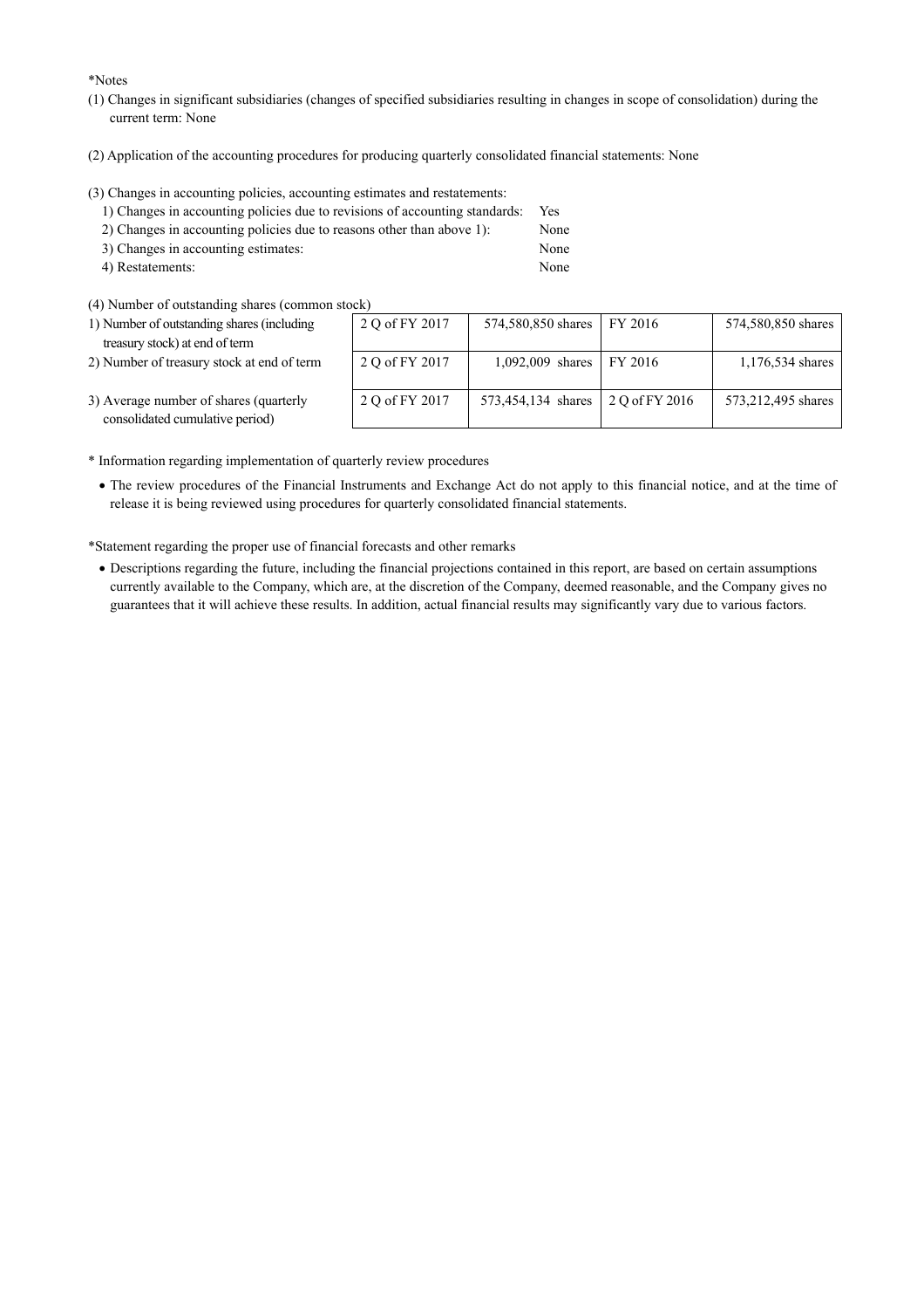*Notes

(1) Changes in significant subsidiaries (changes of specified subsidiaries resulting in changes in scope of consolidation) during the current term: None

(2) Application of the accounting procedures for producing quarterly consolidated financial statements: None

(3) Changes in accounting policies, accounting estimates and restatements:

1) Changes in accounting policies due to revisions of accounting standards: Yes
2) Changes in accounting policies due to reasons other than above 1): None
3) Changes in accounting estimates: None
4) Restatements: None

(4) Number of outstanding shares (common stock)

| | | | | |
|---|---|---|---|---|
| 1) Number of outstanding shares (including treasury stock) at end of term | 2 Q of FY 2017 | 574,580,850 shares | FY 2016 | 574,580,850 shares |
| 2) Number of treasury stock at end of term | 2 Q of FY 2017 | 1,092,009 shares | FY 2016 | 1,176,534 shares |
| 3) Average number of shares (quarterly consolidated cumulative period) | 2 Q of FY 2017 | 573,454,134 shares | 2 Q of FY 2016 | 573,212,495 shares |

* Information regarding implementation of quarterly review procedures

- The review procedures of the Financial Instruments and Exchange Act do not apply to this financial notice, and at the time of release it is being reviewed using procedures for quarterly consolidated financial statements.

*Statement regarding the proper use of financial forecasts and other remarks

- Descriptions regarding the future, including the financial projections contained in this report, are based on certain assumptions currently available to the Company, which are, at the discretion of the Company, deemed reasonable, and the Company gives no guarantees that it will achieve these results. In addition, actual financial results may significantly vary due to various factors.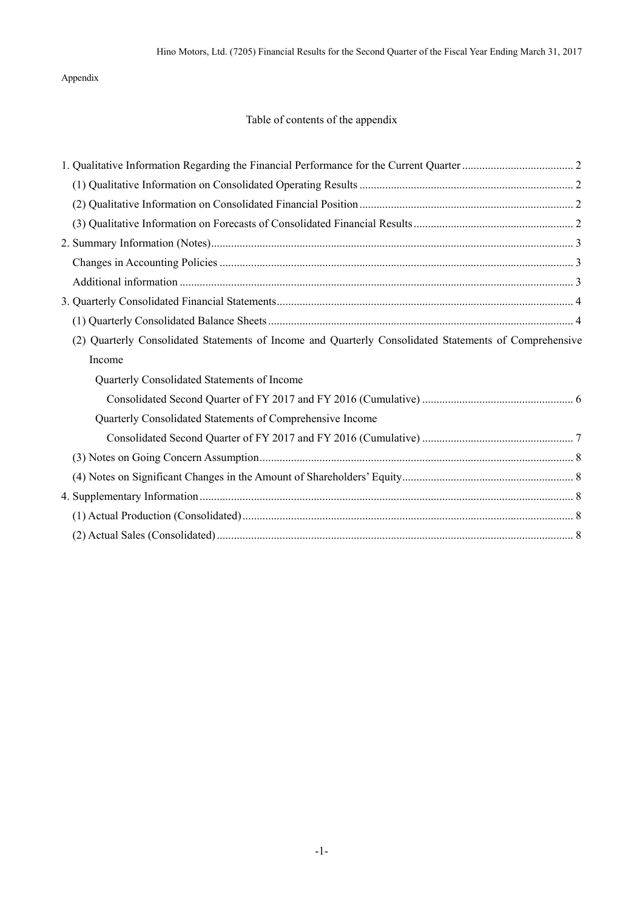Appendix

## Table of contents of the appendix

1. Qualitative Information Regarding the Financial Performance for the Current Quarter ....................................... 2
   - (1) Qualitative Information on Consolidated Operating Results ........................................................................... 2
   - (2) Qualitative Information on Consolidated Financial Position ........................................................................... 2
   - (3) Qualitative Information on Forecasts of Consolidated Financial Results ........................................................ 2
2. Summary Information (Notes) ............................................................................................................................. 3
   - Changes in Accounting Policies .......................................................................................................................... 3
   - Additional information ........................................................................................................................................ 3
3. Quarterly Consolidated Financial Statements ....................................................................................................... 4
   - (1) Quarterly Consolidated Balance Sheets .......................................................................................................... 4
   - (2) Quarterly Consolidated Statements of Income and Quarterly Consolidated Statements of Comprehensive Income
     - Quarterly Consolidated Statements of Income
       - Consolidated Second Quarter of FY 2017 and FY 2016 (Cumulative) ..................................................... 6
     - Quarterly Consolidated Statements of Comprehensive Income
       - Consolidated Second Quarter of FY 2017 and FY 2016 (Cumulative) ..................................................... 7
   - (3) Notes on Going Concern Assumption ............................................................................................................. 8
   - (4) Notes on Significant Changes in the Amount of Shareholders' Equity ............................................................ 8
4. Supplementary Information .................................................................................................................................. 8
   - (1) Actual Production (Consolidated) ................................................................................................................... 8
   - (2) Actual Sales (Consolidated) ............................................................................................................................ 8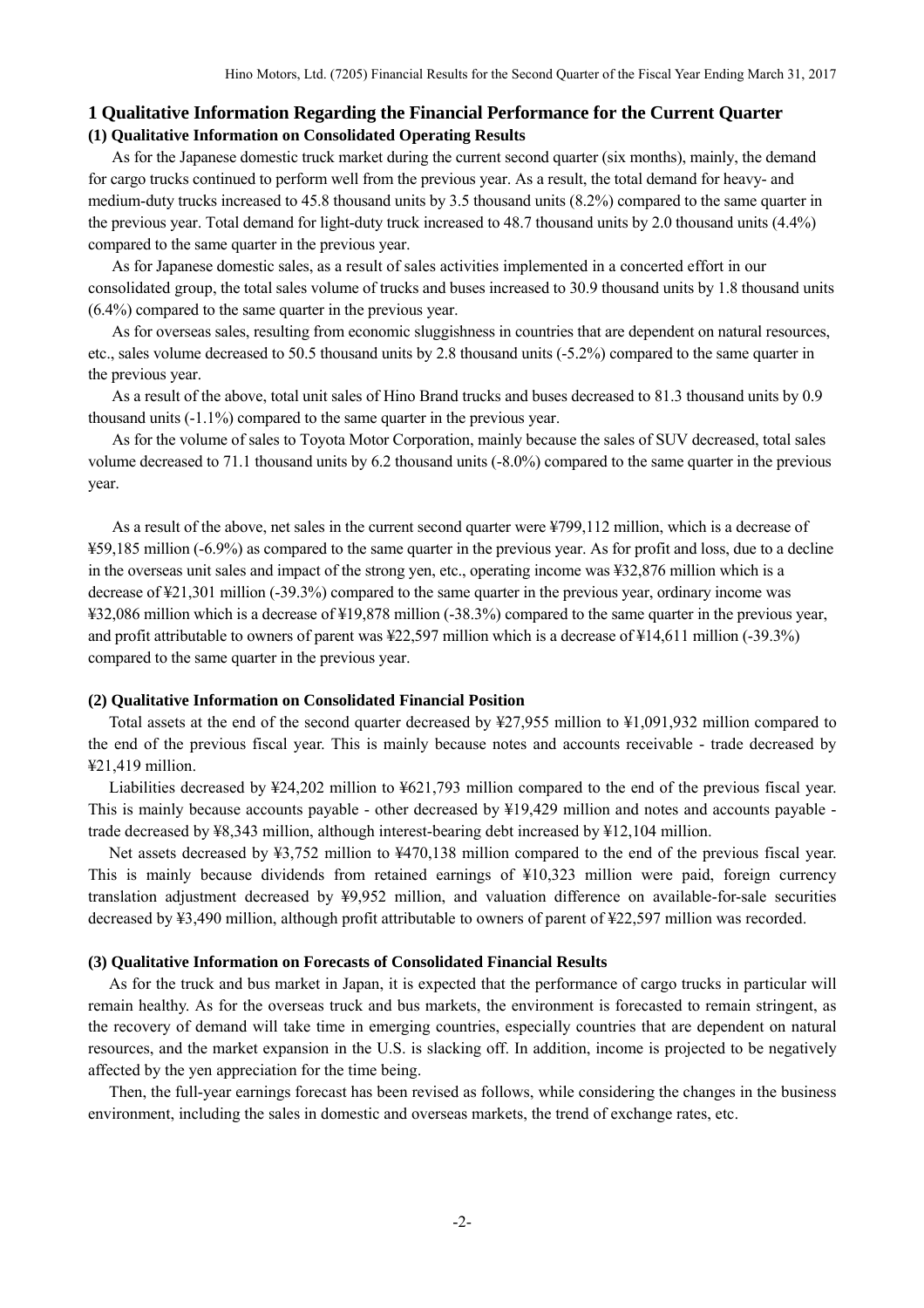# 1 Qualitative Information Regarding the Financial Performance for the Current Quarter

## (1) Qualitative Information on Consolidated Operating Results

As for the Japanese domestic truck market during the current second quarter (six months), mainly, the demand for cargo trucks continued to perform well from the previous year. As a result, the total demand for heavy- and medium-duty trucks increased to 45.8 thousand units by 3.5 thousand units (8.2%) compared to the same quarter in the previous year. Total demand for light-duty truck increased to 48.7 thousand units by 2.0 thousand units (4.4%) compared to the same quarter in the previous year.

As for Japanese domestic sales, as a result of sales activities implemented in a concerted effort in our consolidated group, the total sales volume of trucks and buses increased to 30.9 thousand units by 1.8 thousand units (6.4%) compared to the same quarter in the previous year.

As for overseas sales, resulting from economic sluggishness in countries that are dependent on natural resources, etc., sales volume decreased to 50.5 thousand units by 2.8 thousand units (-5.2%) compared to the same quarter in the previous year.

As a result of the above, total unit sales of Hino Brand trucks and buses decreased to 81.3 thousand units by 0.9 thousand units (-1.1%) compared to the same quarter in the previous year.

As for the volume of sales to Toyota Motor Corporation, mainly because the sales of SUV decreased, total sales volume decreased to 71.1 thousand units by 6.2 thousand units (-8.0%) compared to the same quarter in the previous year.

As a result of the above, net sales in the current second quarter were ¥799,112 million, which is a decrease of ¥59,185 million (-6.9%) as compared to the same quarter in the previous year. As for profit and loss, due to a decline in the overseas unit sales and impact of the strong yen, etc., operating income was ¥32,876 million which is a decrease of ¥21,301 million (-39.3%) compared to the same quarter in the previous year, ordinary income was ¥32,086 million which is a decrease of ¥19,878 million (-38.3%) compared to the same quarter in the previous year, and profit attributable to owners of parent was ¥22,597 million which is a decrease of ¥14,611 million (-39.3%) compared to the same quarter in the previous year.

## (2) Qualitative Information on Consolidated Financial Position

Total assets at the end of the second quarter decreased by ¥27,955 million to ¥1,091,932 million compared to the end of the previous fiscal year. This is mainly because notes and accounts receivable - trade decreased by ¥21,419 million.

Liabilities decreased by ¥24,202 million to ¥621,793 million compared to the end of the previous fiscal year. This is mainly because accounts payable - other decreased by ¥19,429 million and notes and accounts payable - trade decreased by ¥8,343 million, although interest-bearing debt increased by ¥12,104 million.

Net assets decreased by ¥3,752 million to ¥470,138 million compared to the end of the previous fiscal year. This is mainly because dividends from retained earnings of ¥10,323 million were paid, foreign currency translation adjustment decreased by ¥9,952 million, and valuation difference on available-for-sale securities decreased by ¥3,490 million, although profit attributable to owners of parent of ¥22,597 million was recorded.

## (3) Qualitative Information on Forecasts of Consolidated Financial Results

As for the truck and bus market in Japan, it is expected that the performance of cargo trucks in particular will remain healthy. As for the overseas truck and bus markets, the environment is forecasted to remain stringent, as the recovery of demand will take time in emerging countries, especially countries that are dependent on natural resources, and the market expansion in the U.S. is slacking off. In addition, income is projected to be negatively affected by the yen appreciation for the time being.

Then, the full-year earnings forecast has been revised as follows, while considering the changes in the business environment, including the sales in domestic and overseas markets, the trend of exchange rates, etc.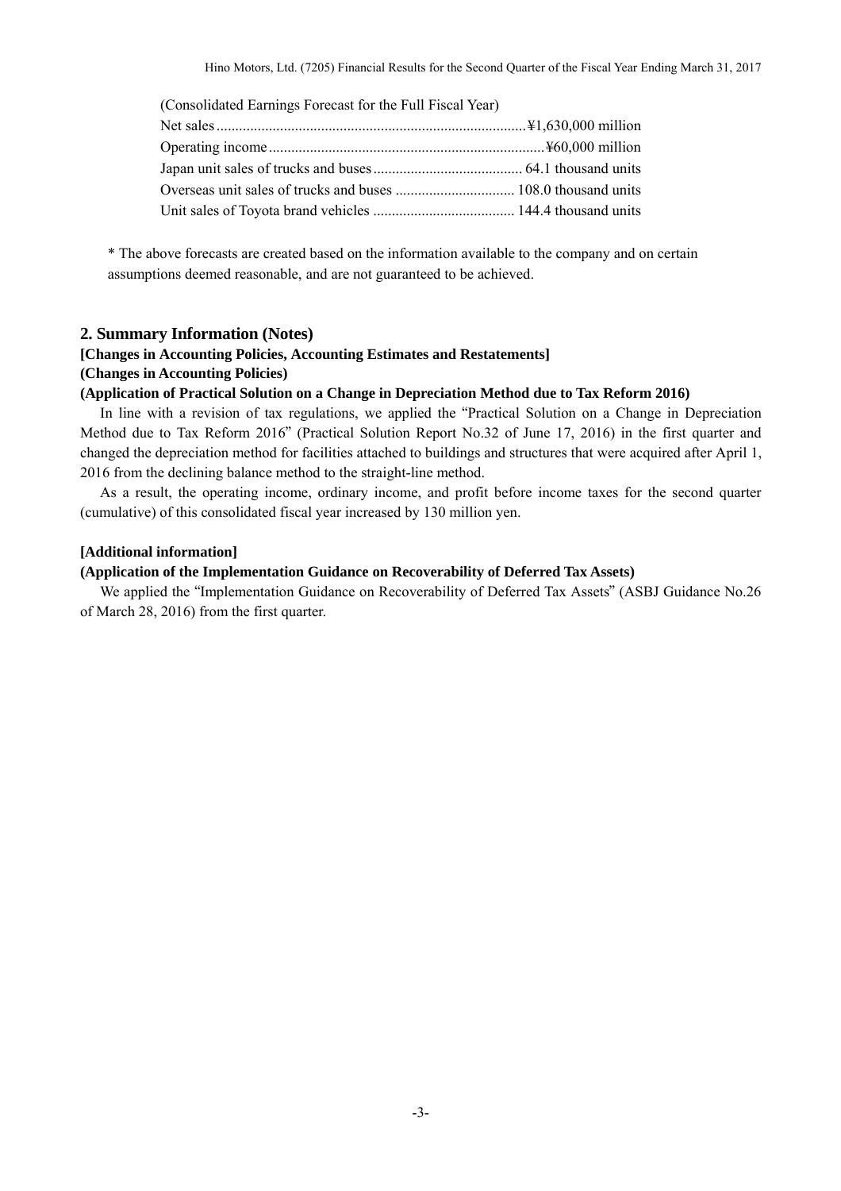(Consolidated Earnings Forecast for the Full Fiscal Year)

Net sales................................................................................¥1,630,000 million
Operating income........................................................................¥60,000 million
Japan unit sales of trucks and buses........................................ 64.1 thousand units
Overseas unit sales of trucks and buses ................................ 108.0 thousand units
Unit sales of Toyota brand vehicles ...................................... 144.4 thousand units

* The above forecasts are created based on the information available to the company and on certain assumptions deemed reasonable, and are not guaranteed to be achieved.

## 2. Summary Information (Notes)

**[Changes in Accounting Policies, Accounting Estimates and Restatements]**

**(Changes in Accounting Policies)**

**(Application of Practical Solution on a Change in Depreciation Method due to Tax Reform 2016)**

In line with a revision of tax regulations, we applied the "Practical Solution on a Change in Depreciation Method due to Tax Reform 2016" (Practical Solution Report No.32 of June 17, 2016) in the first quarter and changed the depreciation method for facilities attached to buildings and structures that were acquired after April 1, 2016 from the declining balance method to the straight-line method.

As a result, the operating income, ordinary income, and profit before income taxes for the second quarter (cumulative) of this consolidated fiscal year increased by 130 million yen.

**[Additional information]**

**(Application of the Implementation Guidance on Recoverability of Deferred Tax Assets)**

We applied the "Implementation Guidance on Recoverability of Deferred Tax Assets" (ASBJ Guidance No.26 of March 28, 2016) from the first quarter.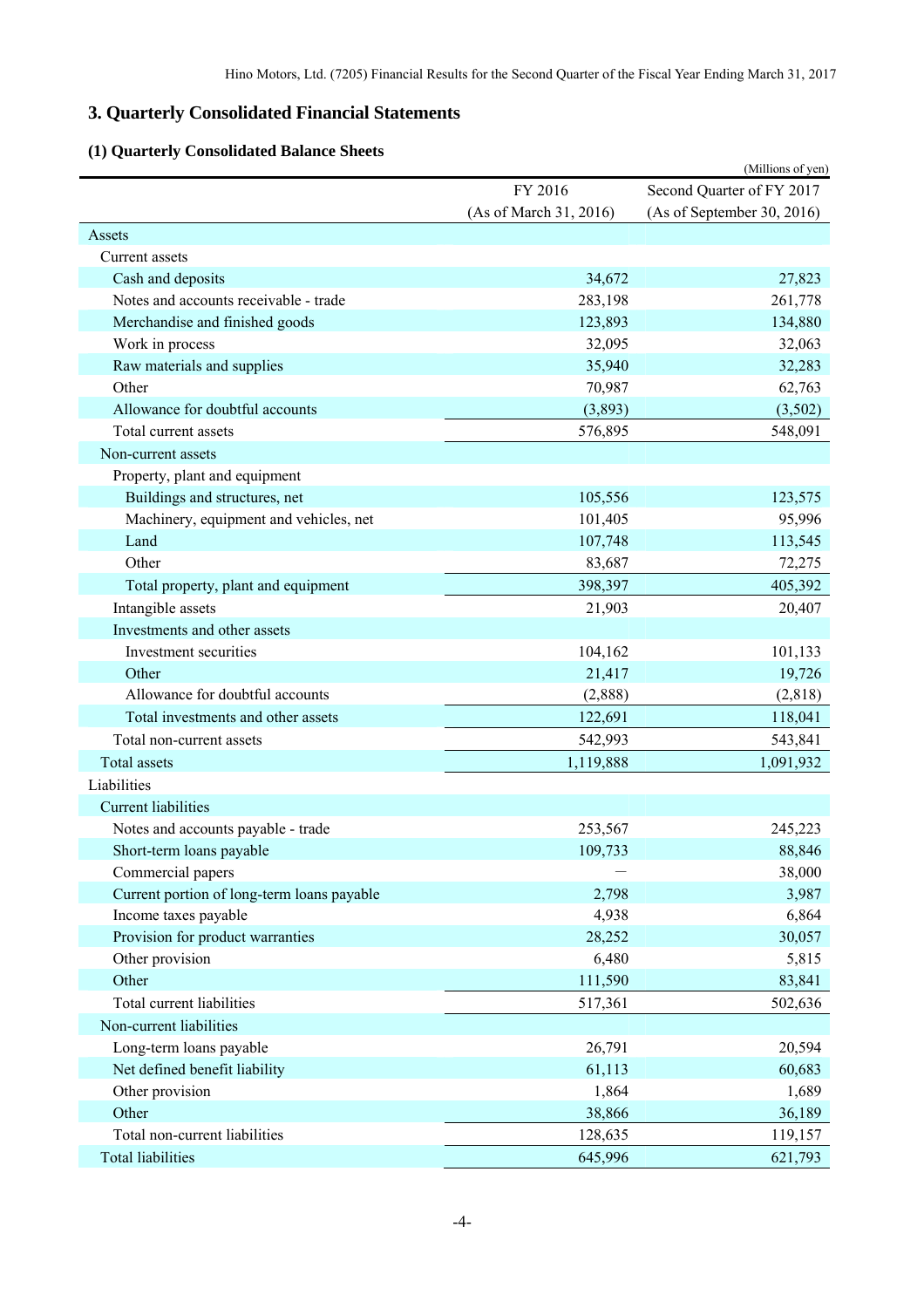## 3. Quarterly Consolidated Financial Statements

### (1) Quarterly Consolidated Balance Sheets

(Millions of yen)

| | FY 2016 (As of March 31, 2016) | Second Quarter of FY 2017 (As of September 30, 2016) |
|---|---|---|
| Assets | | |
| Current assets | | |
| Cash and deposits | 34,672 | 27,823 |
| Notes and accounts receivable - trade | 283,198 | 261,778 |
| Merchandise and finished goods | 123,893 | 134,880 |
| Work in process | 32,095 | 32,063 |
| Raw materials and supplies | 35,940 | 32,283 |
| Other | 70,987 | 62,763 |
| Allowance for doubtful accounts | (3,893) | (3,502) |
| Total current assets | 576,895 | 548,091 |
| Non-current assets | | |
| Property, plant and equipment | | |
| Buildings and structures, net | 105,556 | 123,575 |
| Machinery, equipment and vehicles, net | 101,405 | 95,996 |
| Land | 107,748 | 113,545 |
| Other | 83,687 | 72,275 |
| Total property, plant and equipment | 398,397 | 405,392 |
| Intangible assets | 21,903 | 20,407 |
| Investments and other assets | | |
| Investment securities | 104,162 | 101,133 |
| Other | 21,417 | 19,726 |
| Allowance for doubtful accounts | (2,888) | (2,818) |
| Total investments and other assets | 122,691 | 118,041 |
| Total non-current assets | 542,993 | 543,841 |
| Total assets | 1,119,888 | 1,091,932 |
| Liabilities | | |
| Current liabilities | | |
| Notes and accounts payable - trade | 253,567 | 245,223 |
| Short-term loans payable | 109,733 | 88,846 |
| Commercial papers | — | 38,000 |
| Current portion of long-term loans payable | 2,798 | 3,987 |
| Income taxes payable | 4,938 | 6,864 |
| Provision for product warranties | 28,252 | 30,057 |
| Other provision | 6,480 | 5,815 |
| Other | 111,590 | 83,841 |
| Total current liabilities | 517,361 | 502,636 |
| Non-current liabilities | | |
| Long-term loans payable | 26,791 | 20,594 |
| Net defined benefit liability | 61,113 | 60,683 |
| Other provision | 1,864 | 1,689 |
| Other | 38,866 | 36,189 |
| Total non-current liabilities | 128,635 | 119,157 |
| Total liabilities | 645,996 | 621,793 |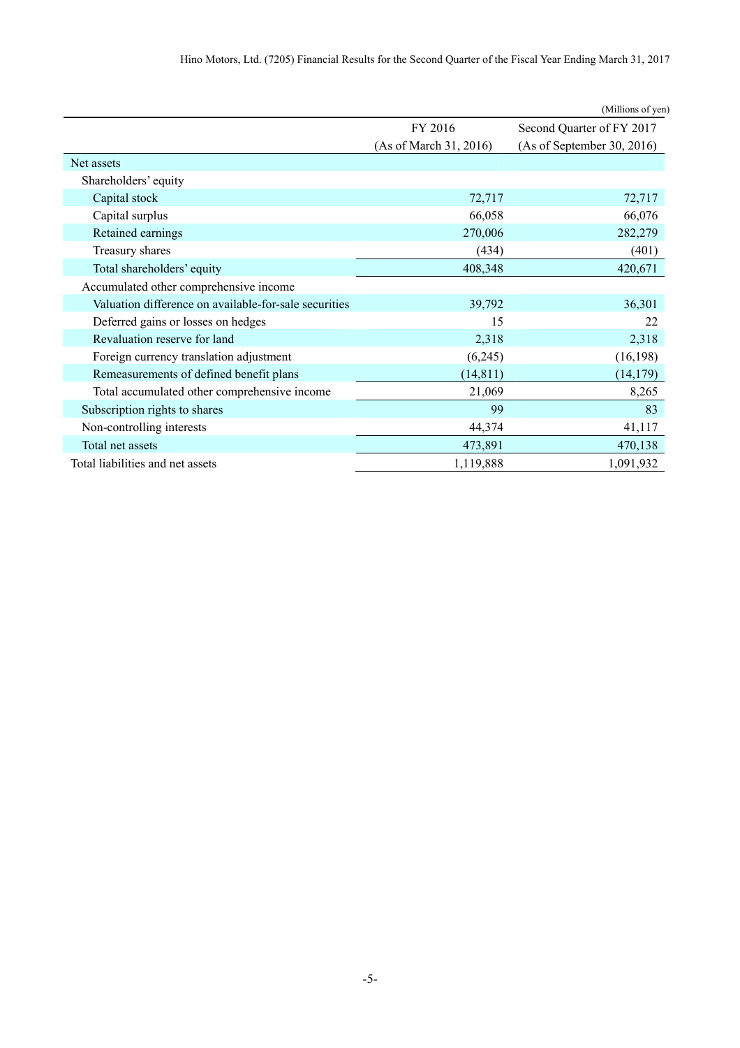(Millions of yen)

| | FY 2016 (As of March 31, 2016) | Second Quarter of FY 2017 (As of September 30, 2016) |
|---|---|---|
| Net assets | | |
| Shareholders' equity | | |
| Capital stock | 72,717 | 72,717 |
| Capital surplus | 66,058 | 66,076 |
| Retained earnings | 270,006 | 282,279 |
| Treasury shares | (434) | (401) |
| Total shareholders' equity | 408,348 | 420,671 |
| Accumulated other comprehensive income | | |
| Valuation difference on available-for-sale securities | 39,792 | 36,301 |
| Deferred gains or losses on hedges | 15 | 22 |
| Revaluation reserve for land | 2,318 | 2,318 |
| Foreign currency translation adjustment | (6,245) | (16,198) |
| Remeasurements of defined benefit plans | (14,811) | (14,179) |
| Total accumulated other comprehensive income | 21,069 | 8,265 |
| Subscription rights to shares | 99 | 83 |
| Non-controlling interests | 44,374 | 41,117 |
| Total net assets | 473,891 | 470,138 |
| Total liabilities and net assets | 1,119,888 | 1,091,932 |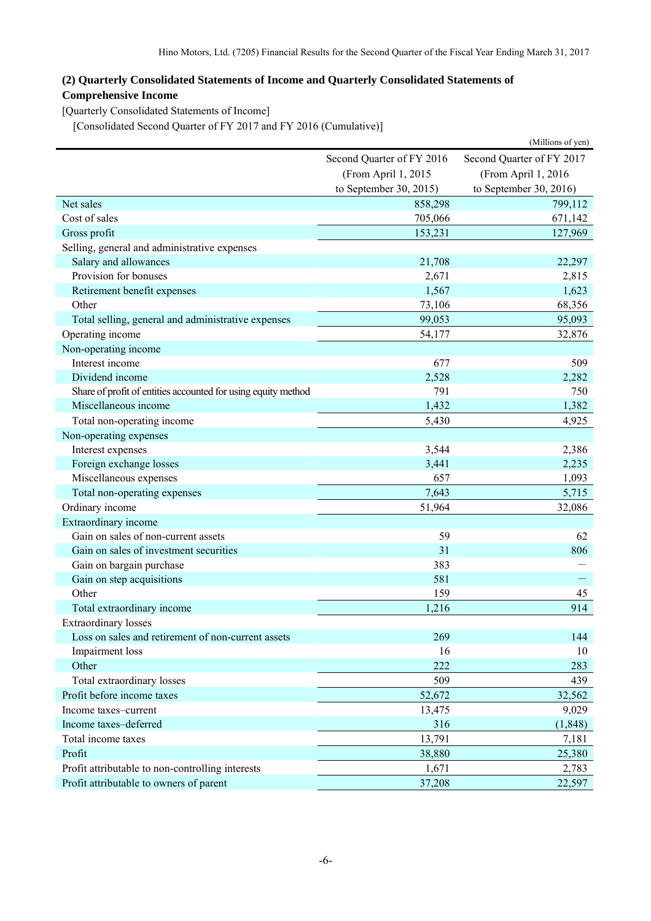### (2) Quarterly Consolidated Statements of Income and Quarterly Consolidated Statements of Comprehensive Income

[Quarterly Consolidated Statements of Income]

[Consolidated Second Quarter of FY 2017 and FY 2016 (Cumulative)]

(Millions of yen)

| | Second Quarter of FY 2016 (From April 1, 2015 to September 30, 2015) | Second Quarter of FY 2017 (From April 1, 2016 to September 30, 2016) |
|---|---|---|
| Net sales | 858,298 | 799,112 |
| Cost of sales | 705,066 | 671,142 |
| Gross profit | 153,231 | 127,969 |
| Selling, general and administrative expenses | | |
| Salary and allowances | 21,708 | 22,297 |
| Provision for bonuses | 2,671 | 2,815 |
| Retirement benefit expenses | 1,567 | 1,623 |
| Other | 73,106 | 68,356 |
| Total selling, general and administrative expenses | 99,053 | 95,093 |
| Operating income | 54,177 | 32,876 |
| Non-operating income | | |
| Interest income | 677 | 509 |
| Dividend income | 2,528 | 2,282 |
| Share of profit of entities accounted for using equity method | 791 | 750 |
| Miscellaneous income | 1,432 | 1,382 |
| Total non-operating income | 5,430 | 4,925 |
| Non-operating expenses | | |
| Interest expenses | 3,544 | 2,386 |
| Foreign exchange losses | 3,441 | 2,235 |
| Miscellaneous expenses | 657 | 1,093 |
| Total non-operating expenses | 7,643 | 5,715 |
| Ordinary income | 51,964 | 32,086 |
| Extraordinary income | | |
| Gain on sales of non-current assets | 59 | 62 |
| Gain on sales of investment securities | 31 | 806 |
| Gain on bargain purchase | 383 | — |
| Gain on step acquisitions | 581 | — |
| Other | 159 | 45 |
| Total extraordinary income | 1,216 | 914 |
| Extraordinary losses | | |
| Loss on sales and retirement of non-current assets | 269 | 144 |
| Impairment loss | 16 | 10 |
| Other | 222 | 283 |
| Total extraordinary losses | 509 | 439 |
| Profit before income taxes | 52,672 | 32,562 |
| Income taxes–current | 13,475 | 9,029 |
| Income taxes–deferred | 316 | (1,848) |
| Total income taxes | 13,791 | 7,181 |
| Profit | 38,880 | 25,380 |
| Profit attributable to non-controlling interests | 1,671 | 2,783 |
| Profit attributable to owners of parent | 37,208 | 22,597 |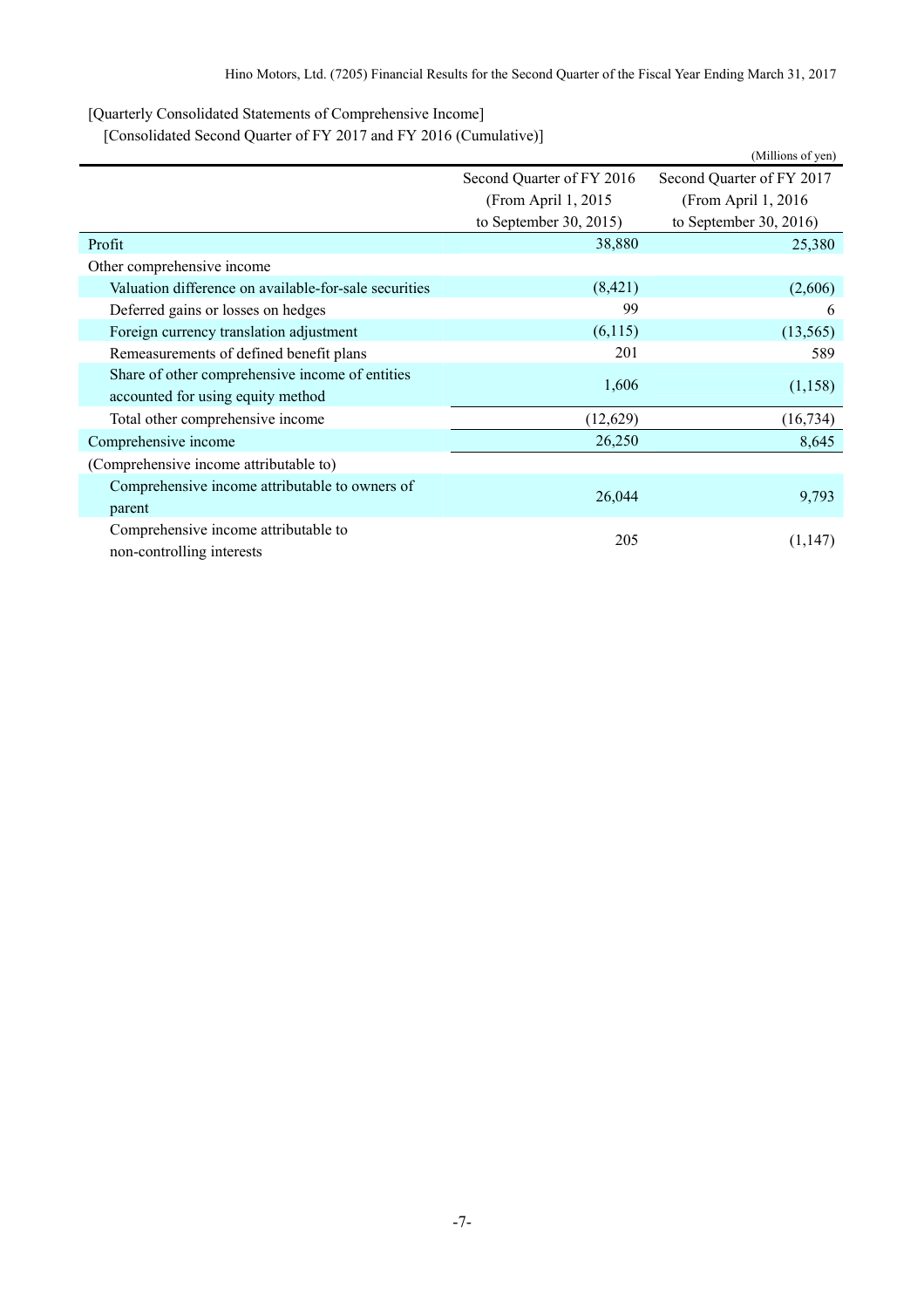[Quarterly Consolidated Statements of Comprehensive Income]

[Consolidated Second Quarter of FY 2017 and FY 2016 (Cumulative)]

(Millions of yen)

| | Second Quarter of FY 2016 (From April 1, 2015 to September 30, 2015) | Second Quarter of FY 2017 (From April 1, 2016 to September 30, 2016) |
|---|---|---|
| Profit | 38,880 | 25,380 |
| Other comprehensive income | | |
| Valuation difference on available-for-sale securities | (8,421) | (2,606) |
| Deferred gains or losses on hedges | 99 | 6 |
| Foreign currency translation adjustment | (6,115) | (13,565) |
| Remeasurements of defined benefit plans | 201 | 589 |
| Share of other comprehensive income of entities accounted for using equity method | 1,606 | (1,158) |
| Total other comprehensive income | (12,629) | (16,734) |
| Comprehensive income | 26,250 | 8,645 |
| (Comprehensive income attributable to) | | |
| Comprehensive income attributable to owners of parent | 26,044 | 9,793 |
| Comprehensive income attributable to non-controlling interests | 205 | (1,147) |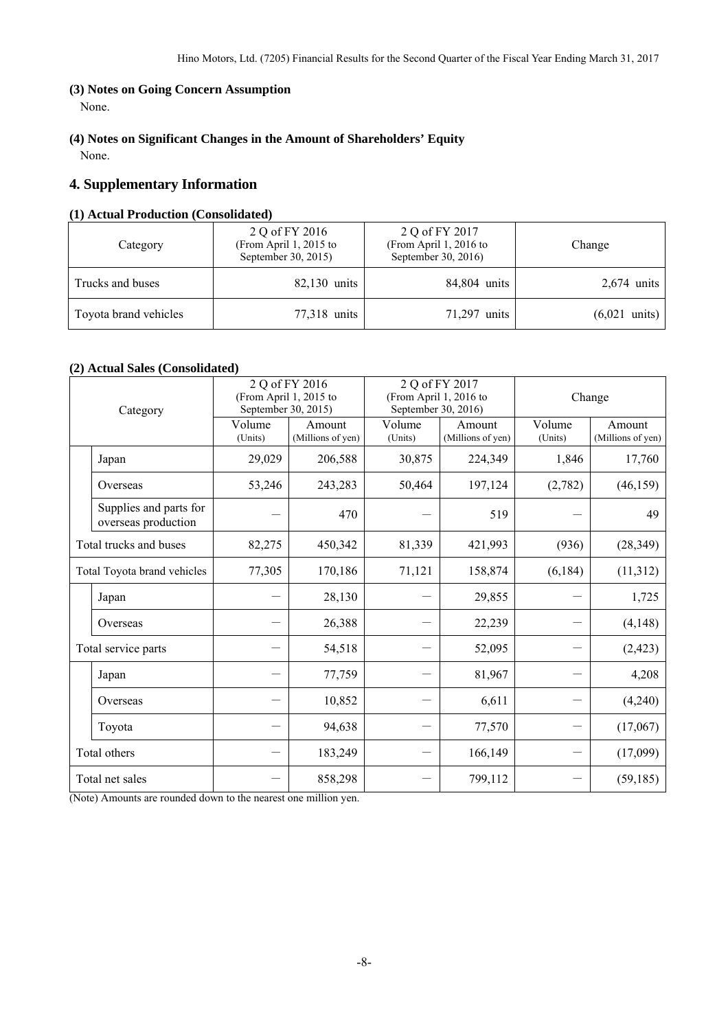### (3) Notes on Going Concern Assumption

None.

### (4) Notes on Significant Changes in the Amount of Shareholders' Equity

None.

## 4. Supplementary Information

### (1) Actual Production (Consolidated)

| Category | 2 Q of FY 2016 (From April 1, 2015 to September 30, 2015) | 2 Q of FY 2017 (From April 1, 2016 to September 30, 2016) | Change |
|---|---|---|---|
| Trucks and buses | 82,130 units | 84,804 units | 2,674 units |
| Toyota brand vehicles | 77,318 units | 71,297 units | (6,021 units) |

### (2) Actual Sales (Consolidated)

| Category | | 2 Q of FY 2016 (From April 1, 2015 to September 30, 2015) | | 2 Q of FY 2017 (From April 1, 2016 to September 30, 2016) | | Change | |
|---|---|---|---|---|---|---|---|
| | | Volume (Units) | Amount (Millions of yen) | Volume (Units) | Amount (Millions of yen) | Volume (Units) | Amount (Millions of yen) |
| | Japan | 29,029 | 206,588 | 30,875 | 224,349 | 1,846 | 17,760 |
| | Overseas | 53,246 | 243,283 | 50,464 | 197,124 | (2,782) | (46,159) |
| | Supplies and parts for overseas production | ― | 470 | ― | 519 | ― | 49 |
| Total trucks and buses | | 82,275 | 450,342 | 81,339 | 421,993 | (936) | (28,349) |
| Total Toyota brand vehicles | | 77,305 | 170,186 | 71,121 | 158,874 | (6,184) | (11,312) |
| | Japan | ― | 28,130 | ― | 29,855 | ― | 1,725 |
| | Overseas | ― | 26,388 | ― | 22,239 | ― | (4,148) |
| Total service parts | | ― | 54,518 | ― | 52,095 | ― | (2,423) |
| | Japan | ― | 77,759 | ― | 81,967 | ― | 4,208 |
| | Overseas | ― | 10,852 | ― | 6,611 | ― | (4,240) |
| | Toyota | ― | 94,638 | ― | 77,570 | ― | (17,067) |
| Total others | | ― | 183,249 | ― | 166,149 | ― | (17,099) |
| Total net sales | | ― | 858,298 | ― | 799,112 | ― | (59,185) |

(Note) Amounts are rounded down to the nearest one million yen.